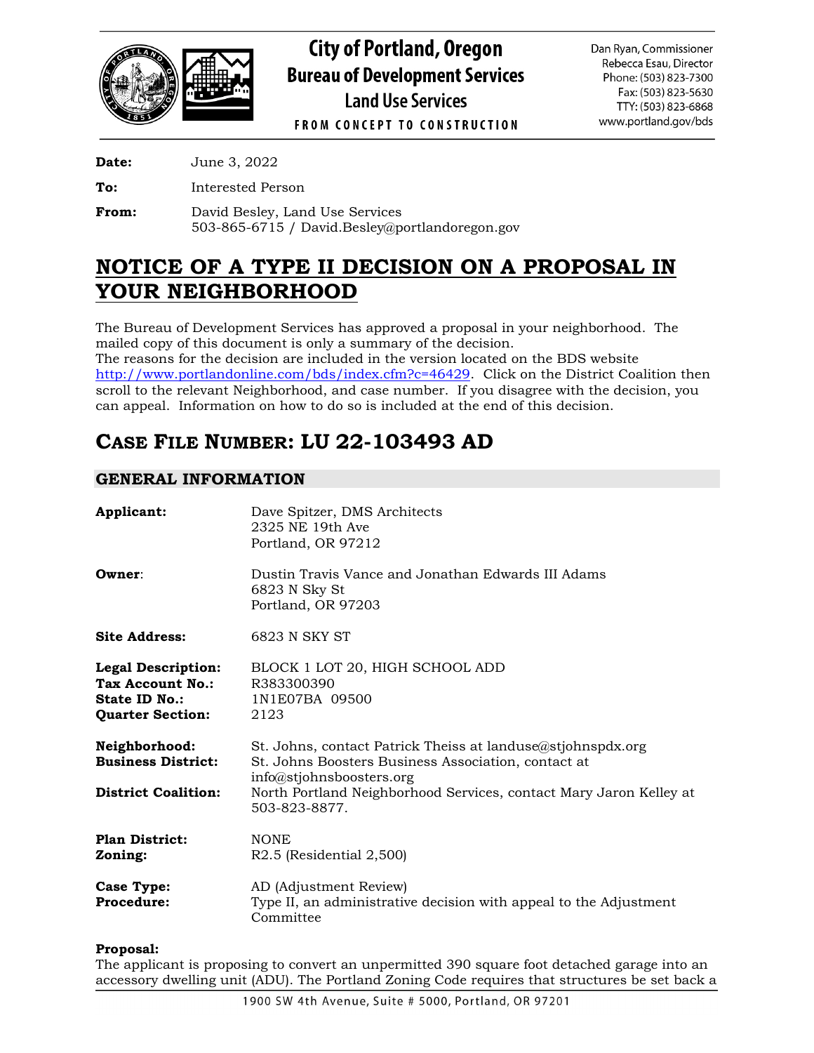# City of Portland, Oregon
## Bureau of Development Services
### Land Use Services

FROM CONCEPT TO CONSTRUCTION

Dan Ryan, Commissioner
Rebecca Esau, Director
Phone: (503) 823-7300
Fax: (503) 823-5630
TTY: (503) 823-6868
www.portland.gov/bds

**Date:** June 3, 2022

**To:** Interested Person

**From:** David Besley, Land Use Services
503-865-6715 / David.Besley@portlandoregon.gov

# NOTICE OF A TYPE II DECISION ON A PROPOSAL IN YOUR NEIGHBORHOOD

The Bureau of Development Services has approved a proposal in your neighborhood. The mailed copy of this document is only a summary of the decision.
The reasons for the decision are included in the version located on the BDS website http://www.portlandonline.com/bds/index.cfm?c=46429. Click on the District Coalition then scroll to the relevant Neighborhood, and case number. If you disagree with the decision, you can appeal. Information on how to do so is included at the end of this decision.

# CASE FILE NUMBER: LU 22-103493 AD

## GENERAL INFORMATION

**Applicant:** Dave Spitzer, DMS Architects
2325 NE 19th Ave
Portland, OR 97212

**Owner:** Dustin Travis Vance and Jonathan Edwards III Adams
6823 N Sky St
Portland, OR 97203

**Site Address:** 6823 N SKY ST

**Legal Description:** BLOCK 1 LOT 20, HIGH SCHOOL ADD
**Tax Account No.:** R383300390
**State ID No.:** 1N1E07BA 09500
**Quarter Section:** 2123

**Neighborhood:** St. Johns, contact Patrick Theiss at landuse@stjohnspdx.org
**Business District:** St. Johns Boosters Business Association, contact at info@stjohnsboosters.org
**District Coalition:** North Portland Neighborhood Services, contact Mary Jaron Kelley at 503-823-8877.

**Plan District:** NONE
**Zoning:** R2.5 (Residential 2,500)

**Case Type:** AD (Adjustment Review)
**Procedure:** Type II, an administrative decision with appeal to the Adjustment Committee

**Proposal:**
The applicant is proposing to convert an unpermitted 390 square foot detached garage into an accessory dwelling unit (ADU). The Portland Zoning Code requires that structures be set back a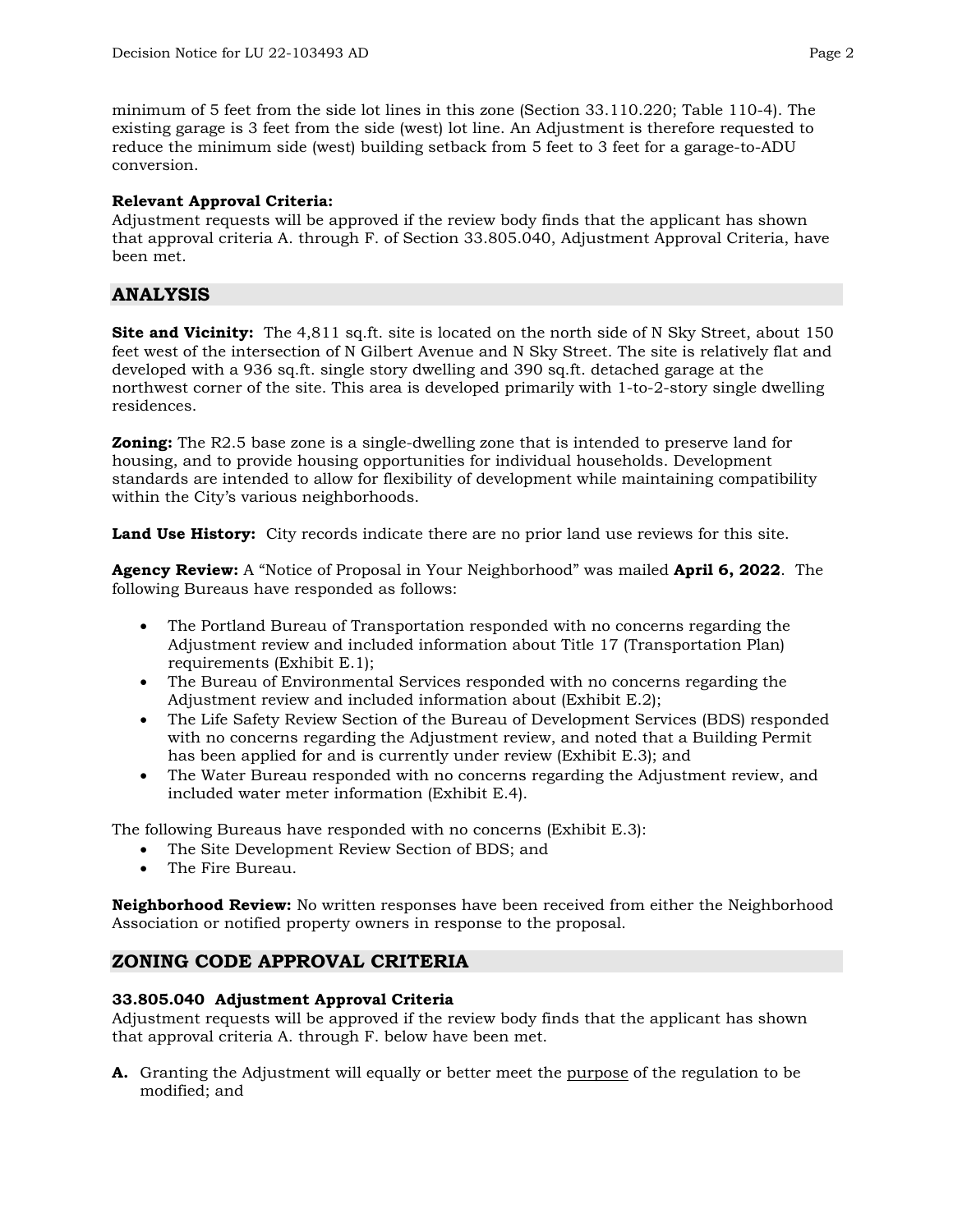minimum of 5 feet from the side lot lines in this zone (Section 33.110.220; Table 110-4). The existing garage is 3 feet from the side (west) lot line. An Adjustment is therefore requested to reduce the minimum side (west) building setback from 5 feet to 3 feet for a garage-to-ADU conversion.

**Relevant Approval Criteria:**
Adjustment requests will be approved if the review body finds that the applicant has shown that approval criteria A. through F. of Section 33.805.040, Adjustment Approval Criteria, have been met.

## ANALYSIS

**Site and Vicinity:** The 4,811 sq.ft. site is located on the north side of N Sky Street, about 150 feet west of the intersection of N Gilbert Avenue and N Sky Street. The site is relatively flat and developed with a 936 sq.ft. single story dwelling and 390 sq.ft. detached garage at the northwest corner of the site. This area is developed primarily with 1-to-2-story single dwelling residences.

**Zoning:** The R2.5 base zone is a single-dwelling zone that is intended to preserve land for housing, and to provide housing opportunities for individual households. Development standards are intended to allow for flexibility of development while maintaining compatibility within the City's various neighborhoods.

**Land Use History:** City records indicate there are no prior land use reviews for this site.

**Agency Review:** A "Notice of Proposal in Your Neighborhood" was mailed **April 6, 2022**. The following Bureaus have responded as follows:

- The Portland Bureau of Transportation responded with no concerns regarding the Adjustment review and included information about Title 17 (Transportation Plan) requirements (Exhibit E.1);
- The Bureau of Environmental Services responded with no concerns regarding the Adjustment review and included information about (Exhibit E.2);
- The Life Safety Review Section of the Bureau of Development Services (BDS) responded with no concerns regarding the Adjustment review, and noted that a Building Permit has been applied for and is currently under review (Exhibit E.3); and
- The Water Bureau responded with no concerns regarding the Adjustment review, and included water meter information (Exhibit E.4).

The following Bureaus have responded with no concerns (Exhibit E.3):

- The Site Development Review Section of BDS; and
- The Fire Bureau.

**Neighborhood Review:** No written responses have been received from either the Neighborhood Association or notified property owners in response to the proposal.

## ZONING CODE APPROVAL CRITERIA

**33.805.040 Adjustment Approval Criteria**
Adjustment requests will be approved if the review body finds that the applicant has shown that approval criteria A. through F. below have been met.

**A.** Granting the Adjustment will equally or better meet the purpose of the regulation to be modified; and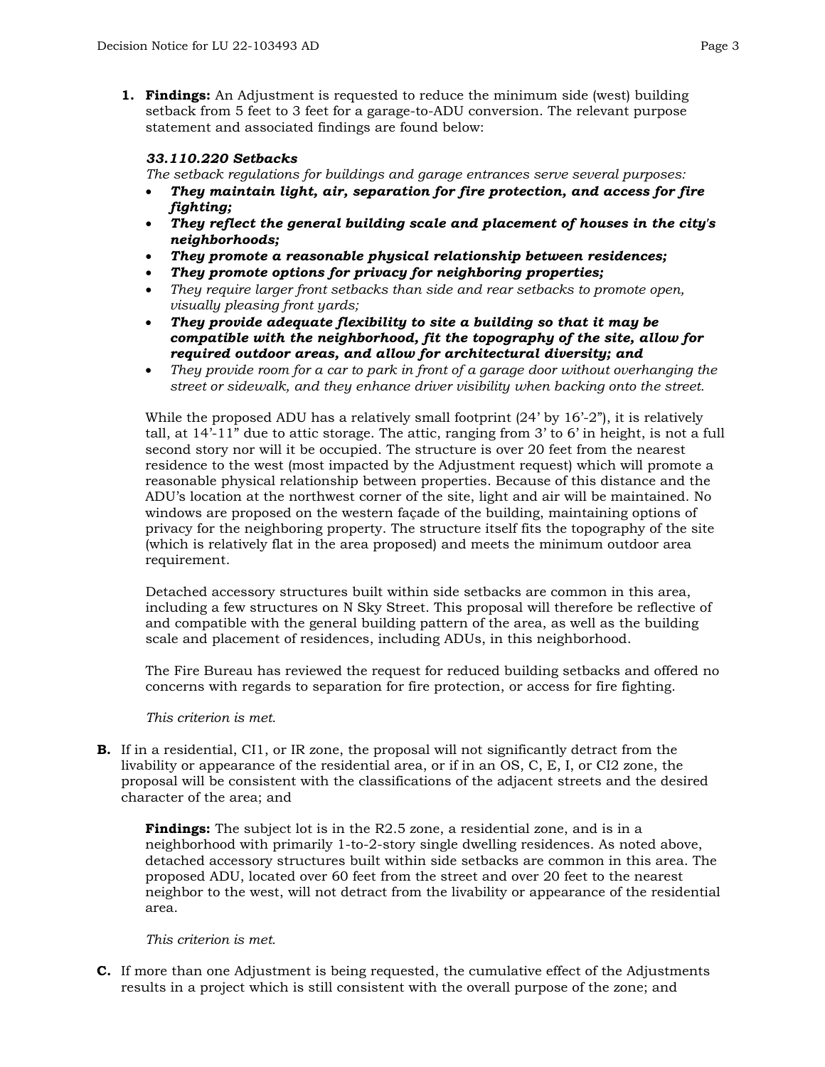1. **Findings:** An Adjustment is requested to reduce the minimum side (west) building setback from 5 feet to 3 feet for a garage-to-ADU conversion. The relevant purpose statement and associated findings are found below:

   ***33.110.220 Setbacks***
   *The setback regulations for buildings and garage entrances serve several purposes:*
   - ***They maintain light, air, separation for fire protection, and access for fire fighting;***
   - ***They reflect the general building scale and placement of houses in the city's neighborhoods;***
   - ***They promote a reasonable physical relationship between residences;***
   - ***They promote options for privacy for neighboring properties;***
   - *They require larger front setbacks than side and rear setbacks to promote open, visually pleasing front yards;*
   - ***They provide adequate flexibility to site a building so that it may be compatible with the neighborhood, fit the topography of the site, allow for required outdoor areas, and allow for architectural diversity; and***
   - *They provide room for a car to park in front of a garage door without overhanging the street or sidewalk, and they enhance driver visibility when backing onto the street.*

   While the proposed ADU has a relatively small footprint (24' by 16'-2"), it is relatively tall, at 14'-11" due to attic storage. The attic, ranging from 3' to 6' in height, is not a full second story nor will it be occupied. The structure is over 20 feet from the nearest residence to the west (most impacted by the Adjustment request) which will promote a reasonable physical relationship between properties. Because of this distance and the ADU's location at the northwest corner of the site, light and air will be maintained. No windows are proposed on the western façade of the building, maintaining options of privacy for the neighboring property. The structure itself fits the topography of the site (which is relatively flat in the area proposed) and meets the minimum outdoor area requirement.

   Detached accessory structures built within side setbacks are common in this area, including a few structures on N Sky Street. This proposal will therefore be reflective of and compatible with the general building pattern of the area, as well as the building scale and placement of residences, including ADUs, in this neighborhood.

   The Fire Bureau has reviewed the request for reduced building setbacks and offered no concerns with regards to separation for fire protection, or access for fire fighting.

   *This criterion is met.*

**B.** If in a residential, CI1, or IR zone, the proposal will not significantly detract from the livability or appearance of the residential area, or if in an OS, C, E, I, or CI2 zone, the proposal will be consistent with the classifications of the adjacent streets and the desired character of the area; and

**Findings:** The subject lot is in the R2.5 zone, a residential zone, and is in a neighborhood with primarily 1-to-2-story single dwelling residences. As noted above, detached accessory structures built within side setbacks are common in this area. The proposed ADU, located over 60 feet from the street and over 20 feet to the nearest neighbor to the west, will not detract from the livability or appearance of the residential area.

*This criterion is met.*

**C.** If more than one Adjustment is being requested, the cumulative effect of the Adjustments results in a project which is still consistent with the overall purpose of the zone; and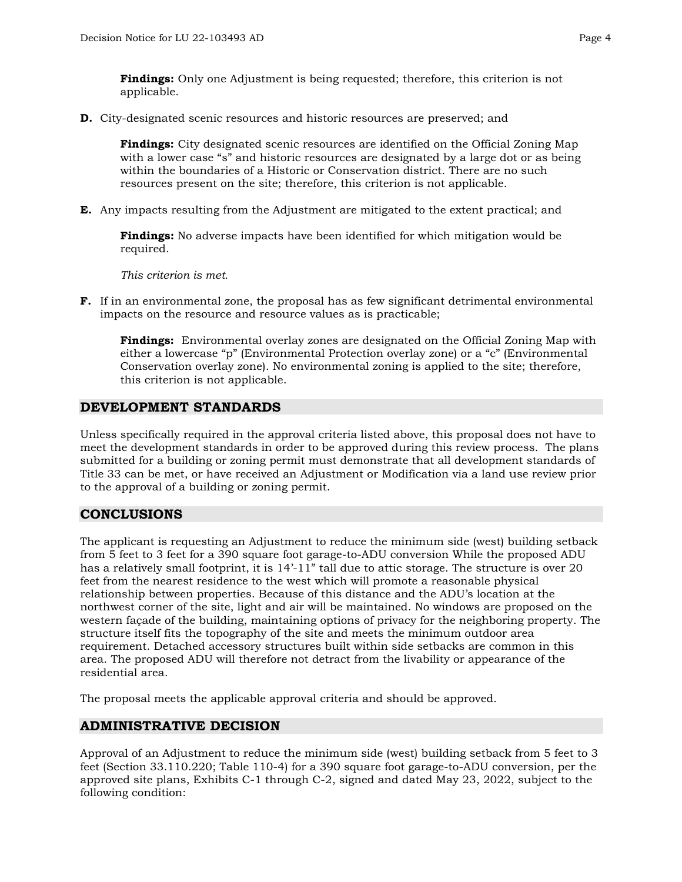**Findings:** Only one Adjustment is being requested; therefore, this criterion is not applicable.

**D.** City-designated scenic resources and historic resources are preserved; and

**Findings:** City designated scenic resources are identified on the Official Zoning Map with a lower case "s" and historic resources are designated by a large dot or as being within the boundaries of a Historic or Conservation district. There are no such resources present on the site; therefore, this criterion is not applicable.

**E.** Any impacts resulting from the Adjustment are mitigated to the extent practical; and

**Findings:** No adverse impacts have been identified for which mitigation would be required.

*This criterion is met.*

**F.** If in an environmental zone, the proposal has as few significant detrimental environmental impacts on the resource and resource values as is practicable;

**Findings:** Environmental overlay zones are designated on the Official Zoning Map with either a lowercase "p" (Environmental Protection overlay zone) or a "c" (Environmental Conservation overlay zone). No environmental zoning is applied to the site; therefore, this criterion is not applicable.

## DEVELOPMENT STANDARDS

Unless specifically required in the approval criteria listed above, this proposal does not have to meet the development standards in order to be approved during this review process. The plans submitted for a building or zoning permit must demonstrate that all development standards of Title 33 can be met, or have received an Adjustment or Modification via a land use review prior to the approval of a building or zoning permit.

## CONCLUSIONS

The applicant is requesting an Adjustment to reduce the minimum side (west) building setback from 5 feet to 3 feet for a 390 square foot garage-to-ADU conversion While the proposed ADU has a relatively small footprint, it is 14'-11" tall due to attic storage. The structure is over 20 feet from the nearest residence to the west which will promote a reasonable physical relationship between properties. Because of this distance and the ADU's location at the northwest corner of the site, light and air will be maintained. No windows are proposed on the western façade of the building, maintaining options of privacy for the neighboring property. The structure itself fits the topography of the site and meets the minimum outdoor area requirement. Detached accessory structures built within side setbacks are common in this area. The proposed ADU will therefore not detract from the livability or appearance of the residential area.

The proposal meets the applicable approval criteria and should be approved.

## ADMINISTRATIVE DECISION

Approval of an Adjustment to reduce the minimum side (west) building setback from 5 feet to 3 feet (Section 33.110.220; Table 110-4) for a 390 square foot garage-to-ADU conversion, per the approved site plans, Exhibits C-1 through C-2, signed and dated May 23, 2022, subject to the following condition: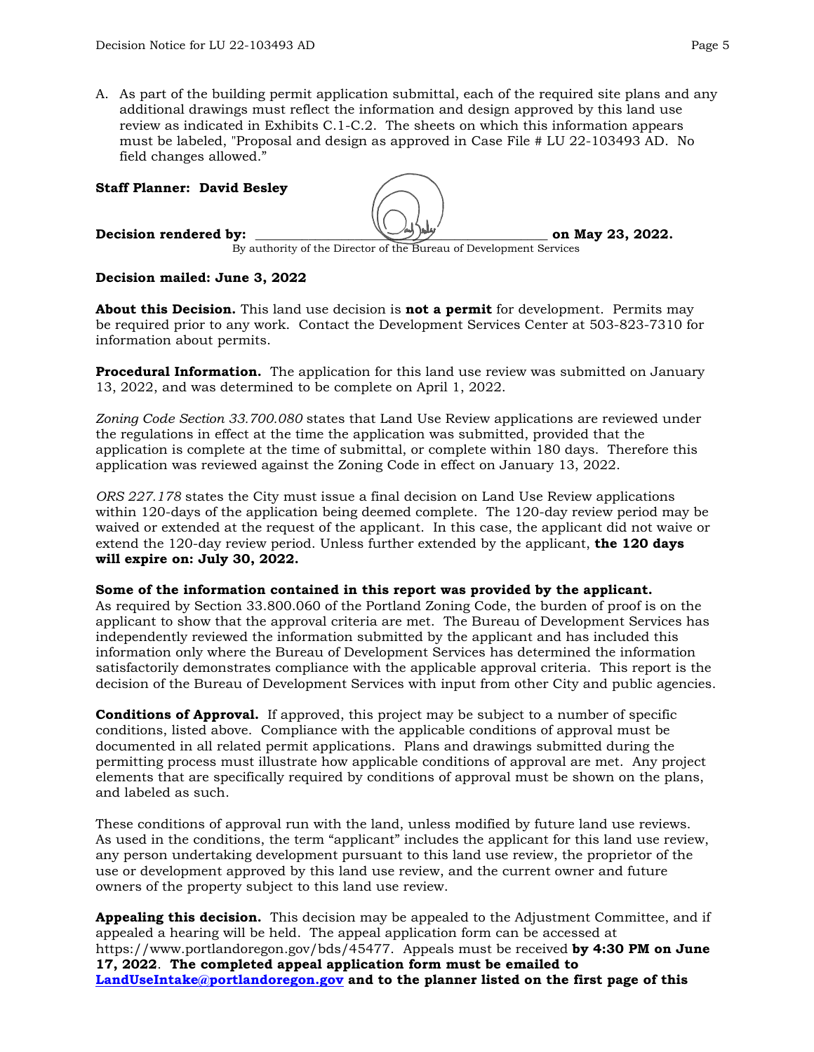A. As part of the building permit application submittal, each of the required site plans and any additional drawings must reflect the information and design approved by this land use review as indicated in Exhibits C.1-C.2. The sheets on which this information appears must be labeled, "Proposal and design as approved in Case File # LU 22-103493 AD. No field changes allowed."

**Staff Planner: David Besley**

**Decision rendered by:** ______________________________ **on May 23, 2022.**
By authority of the Director of the Bureau of Development Services

**Decision mailed: June 3, 2022**

**About this Decision.** This land use decision is **not a permit** for development. Permits may be required prior to any work. Contact the Development Services Center at 503-823-7310 for information about permits.

**Procedural Information.** The application for this land use review was submitted on January 13, 2022, and was determined to be complete on April 1, 2022.

*Zoning Code Section 33.700.080* states that Land Use Review applications are reviewed under the regulations in effect at the time the application was submitted, provided that the application is complete at the time of submittal, or complete within 180 days. Therefore this application was reviewed against the Zoning Code in effect on January 13, 2022.

*ORS 227.178* states the City must issue a final decision on Land Use Review applications within 120-days of the application being deemed complete. The 120-day review period may be waived or extended at the request of the applicant. In this case, the applicant did not waive or extend the 120-day review period. Unless further extended by the applicant, **the 120 days will expire on: July 30, 2022.**

**Some of the information contained in this report was provided by the applicant.**
As required by Section 33.800.060 of the Portland Zoning Code, the burden of proof is on the applicant to show that the approval criteria are met. The Bureau of Development Services has independently reviewed the information submitted by the applicant and has included this information only where the Bureau of Development Services has determined the information satisfactorily demonstrates compliance with the applicable approval criteria. This report is the decision of the Bureau of Development Services with input from other City and public agencies.

**Conditions of Approval.** If approved, this project may be subject to a number of specific conditions, listed above. Compliance with the applicable conditions of approval must be documented in all related permit applications. Plans and drawings submitted during the permitting process must illustrate how applicable conditions of approval are met. Any project elements that are specifically required by conditions of approval must be shown on the plans, and labeled as such.

These conditions of approval run with the land, unless modified by future land use reviews. As used in the conditions, the term "applicant" includes the applicant for this land use review, any person undertaking development pursuant to this land use review, the proprietor of the use or development approved by this land use review, and the current owner and future owners of the property subject to this land use review.

**Appealing this decision.** This decision may be appealed to the Adjustment Committee, and if appealed a hearing will be held. The appeal application form can be accessed at https://www.portlandoregon.gov/bds/45477. Appeals must be received **by 4:30 PM on June 17, 2022**. **The completed appeal application form must be emailed to [LandUseIntake@portlandoregon.gov](mailto:LandUseIntake@portlandoregon.gov) and to the planner listed on the first page of this**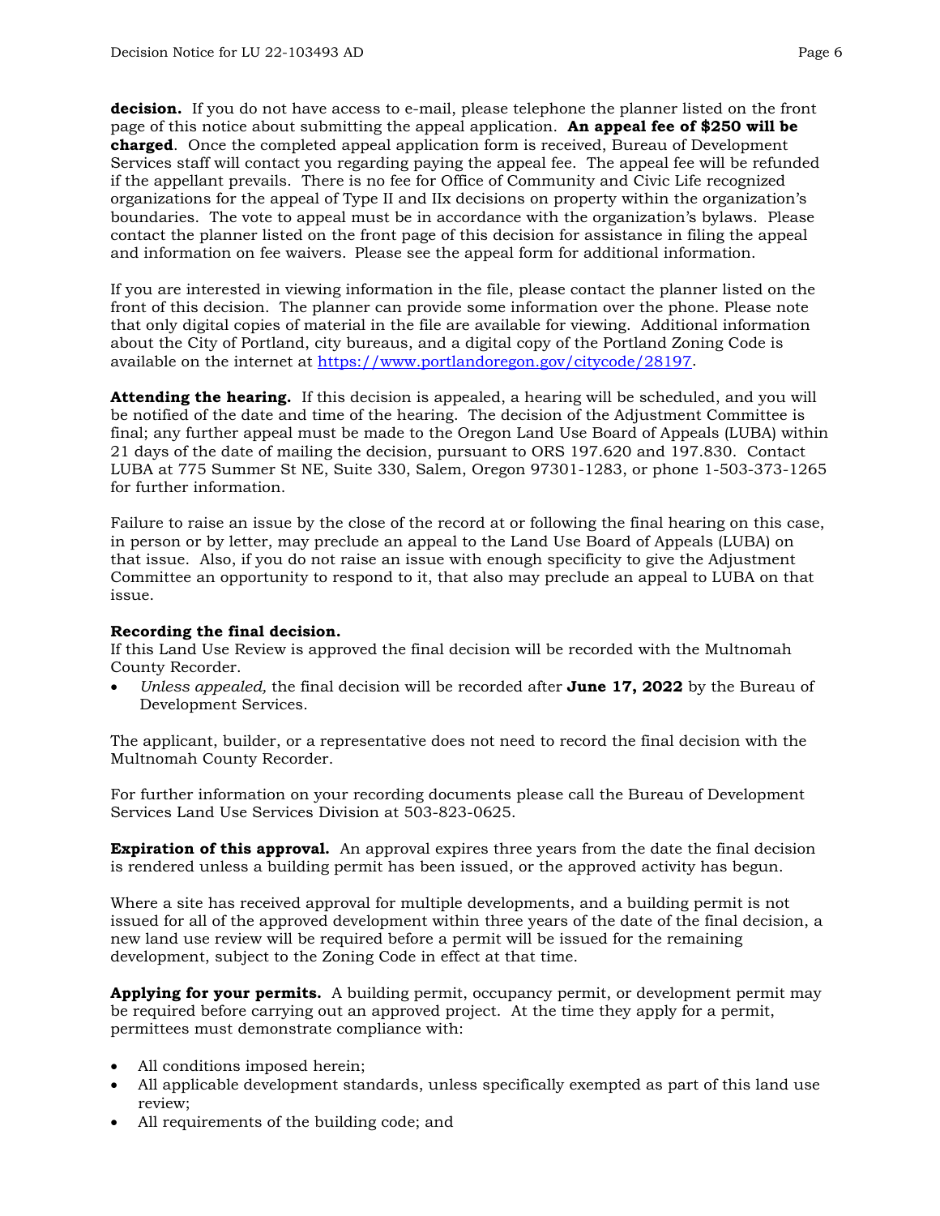**decision.** If you do not have access to e-mail, please telephone the planner listed on the front page of this notice about submitting the appeal application. **An appeal fee of $250 will be charged**. Once the completed appeal application form is received, Bureau of Development Services staff will contact you regarding paying the appeal fee. The appeal fee will be refunded if the appellant prevails. There is no fee for Office of Community and Civic Life recognized organizations for the appeal of Type II and IIx decisions on property within the organization's boundaries. The vote to appeal must be in accordance with the organization's bylaws. Please contact the planner listed on the front page of this decision for assistance in filing the appeal and information on fee waivers. Please see the appeal form for additional information.

If you are interested in viewing information in the file, please contact the planner listed on the front of this decision. The planner can provide some information over the phone. Please note that only digital copies of material in the file are available for viewing. Additional information about the City of Portland, city bureaus, and a digital copy of the Portland Zoning Code is available on the internet at https://www.portlandoregon.gov/citycode/28197.

**Attending the hearing.** If this decision is appealed, a hearing will be scheduled, and you will be notified of the date and time of the hearing. The decision of the Adjustment Committee is final; any further appeal must be made to the Oregon Land Use Board of Appeals (LUBA) within 21 days of the date of mailing the decision, pursuant to ORS 197.620 and 197.830. Contact LUBA at 775 Summer St NE, Suite 330, Salem, Oregon 97301-1283, or phone 1-503-373-1265 for further information.

Failure to raise an issue by the close of the record at or following the final hearing on this case, in person or by letter, may preclude an appeal to the Land Use Board of Appeals (LUBA) on that issue. Also, if you do not raise an issue with enough specificity to give the Adjustment Committee an opportunity to respond to it, that also may preclude an appeal to LUBA on that issue.

**Recording the final decision.**
If this Land Use Review is approved the final decision will be recorded with the Multnomah County Recorder.

- *Unless appealed,* the final decision will be recorded after **June 17, 2022** by the Bureau of Development Services.

The applicant, builder, or a representative does not need to record the final decision with the Multnomah County Recorder.

For further information on your recording documents please call the Bureau of Development Services Land Use Services Division at 503-823-0625.

**Expiration of this approval.** An approval expires three years from the date the final decision is rendered unless a building permit has been issued, or the approved activity has begun.

Where a site has received approval for multiple developments, and a building permit is not issued for all of the approved development within three years of the date of the final decision, a new land use review will be required before a permit will be issued for the remaining development, subject to the Zoning Code in effect at that time.

**Applying for your permits.** A building permit, occupancy permit, or development permit may be required before carrying out an approved project. At the time they apply for a permit, permittees must demonstrate compliance with:

- All conditions imposed herein;
- All applicable development standards, unless specifically exempted as part of this land use review;
- All requirements of the building code; and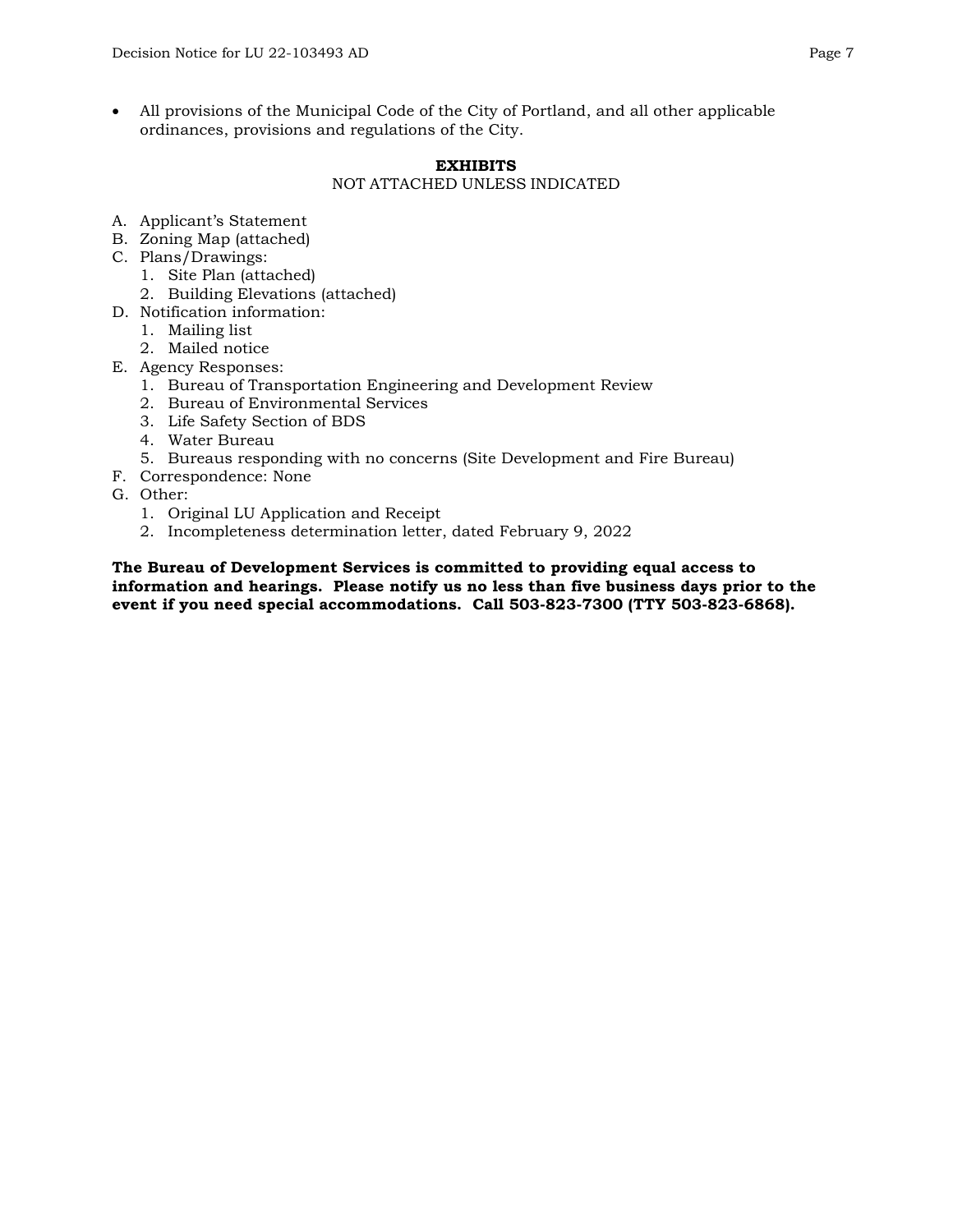- All provisions of the Municipal Code of the City of Portland, and all other applicable ordinances, provisions and regulations of the City.

## EXHIBITS

NOT ATTACHED UNLESS INDICATED

A. Applicant's Statement
B. Zoning Map (attached)
C. Plans/Drawings:
   1. Site Plan (attached)
   2. Building Elevations (attached)
D. Notification information:
   1. Mailing list
   2. Mailed notice
E. Agency Responses:
   1. Bureau of Transportation Engineering and Development Review
   2. Bureau of Environmental Services
   3. Life Safety Section of BDS
   4. Water Bureau
   5. Bureaus responding with no concerns (Site Development and Fire Bureau)
F. Correspondence: None
G. Other:
   1. Original LU Application and Receipt
   2. Incompleteness determination letter, dated February 9, 2022

**The Bureau of Development Services is committed to providing equal access to information and hearings. Please notify us no less than five business days prior to the event if you need special accommodations. Call 503-823-7300 (TTY 503-823-6868).**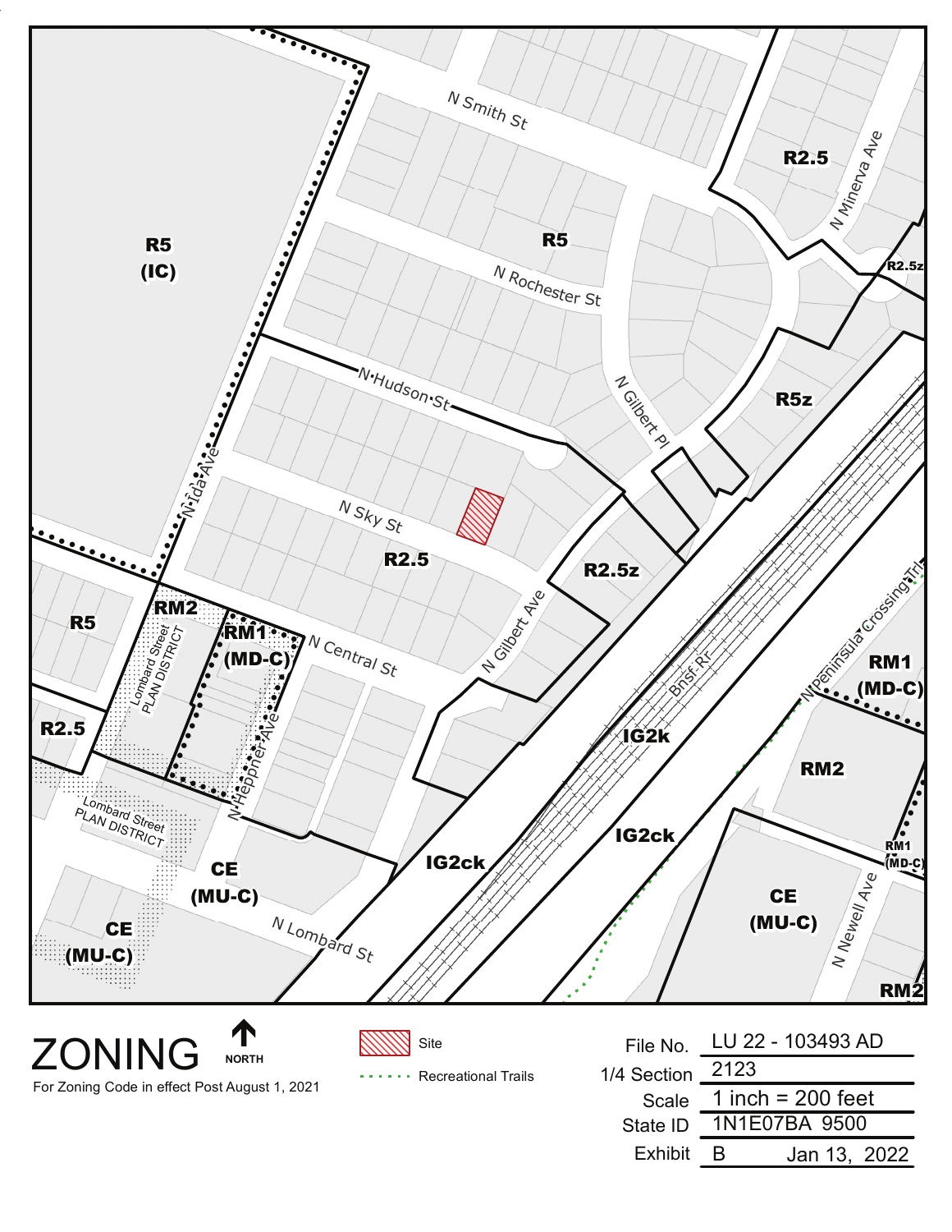# ZONING

NORTH

For Zoning Code in effect Post August 1, 2021

Site

Recreational Trails

| | |
|---|---|
| File No. | LU 22 - 103493 AD |
| 1/4 Section | 2123 |
| Scale | 1 inch = 200 feet |
| State ID | 1N1E07BA 9500 |
| Exhibit | B Jan 13, 2022 |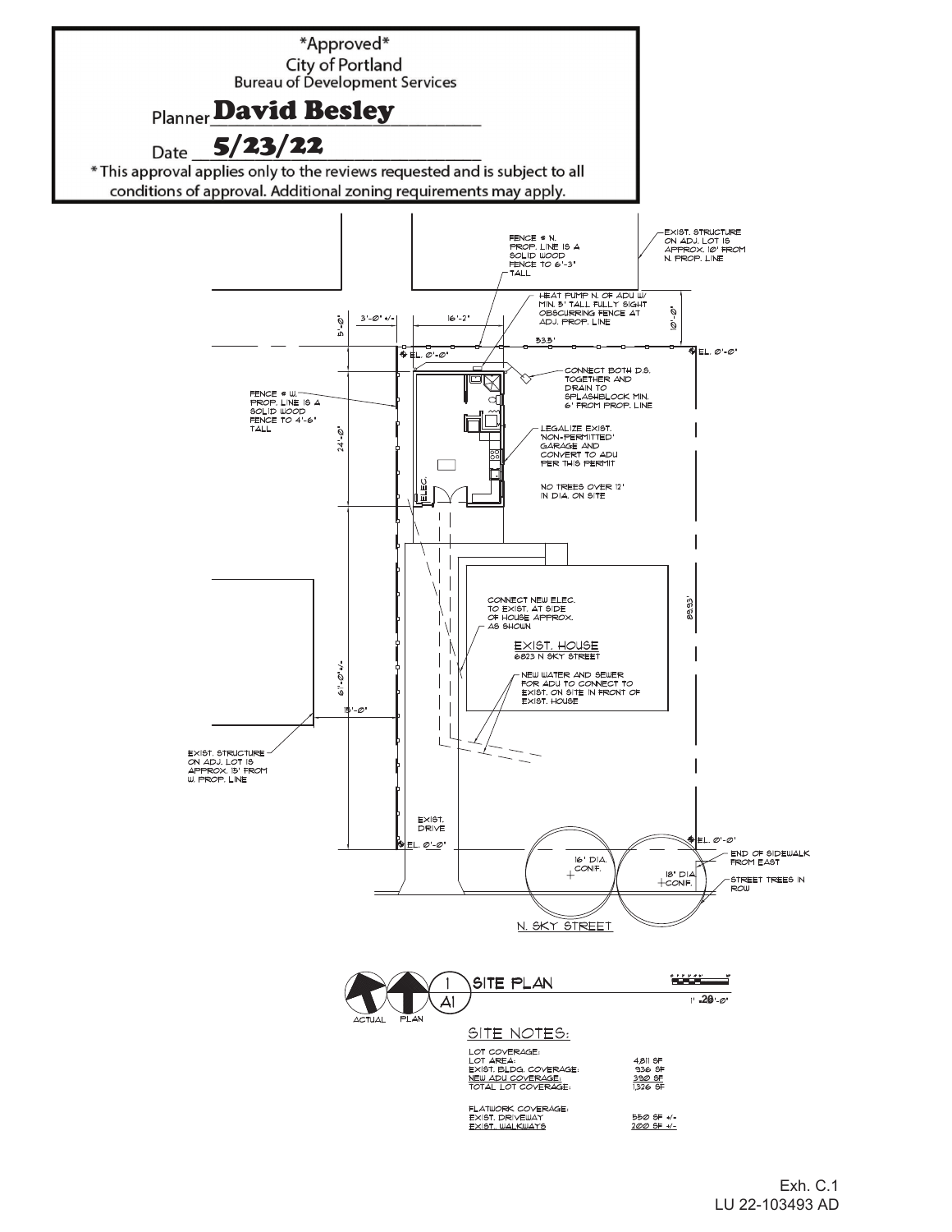*Approved*
City of Portland
Bureau of Development Services

Planner **David Besley**

Date **5/23/22**

* This approval applies only to the reviews requested and is subject to all conditions of approval. Additional zoning requirements may apply.

FENCE @ N. PROP. LINE IS A SOLID WOOD FENCE TO 6'-3" TALL

EXIST. STRUCTURE ON ADJ. LOT IS APPROX. 10' FROM N. PROP. LINE

HEAT PUMP N. OF ADU W/ MIN. 5' TALL FULLY SIGHT OBSCURRING FENCE AT ADJ. PROP. LINE

5'-0"

3'-0" +/-

16'-2"

10'-0"

53.8'

EL. 0'-0"

EL. 0'-0"

CONNECT BOTH D.S. TOGETHER AND DRAIN TO SPLASHBLOCK MIN. 6' FROM PROP. LINE

FENCE @ W. PROP. LINE IS A SOLID WOOD FENCE TO 4'-6" TALL

24'-0"

LEGALIZE EXIST. 'NON-PERMITTED' GARAGE AND CONVERT TO ADU PER THIS PERMIT

NO TREES OVER 12' IN DIA. ON SITE

ELEC.

CONNECT NEW ELEC. TO EXIST. AT SIDE OF HOUSE APPROX. AS SHOWN

EXIST. HOUSE
6823 N SKY STREET

89.33'

NEW WATER AND SEWER FOR ADU TO CONNECT TO EXIST. ON SITE IN FRONT OF EXIST. HOUSE

61'-0" +/-

15'-0"

EXIST. STRUCTURE ON ADJ. LOT IS APPROX. 15' FROM W. PROP. LINE

EXIST. DRIVE

EL. 0'-0"

EL. 0'-0"

END OF SIDEWALK FROM EAST

16' DIA. CONIF.

18' DIA. CONIF.

STREET TREES IN ROW

N. SKY STREET

ACTUAL PLAN

1 A1 SITE PLAN

1" = 20'-0"

SITE NOTES:

| LOT COVERAGE: | |
|---|---|
| LOT AREA: | 4,811 SF |
| EXIST. BLDG. COVERAGE: | 936 SF |
| NEW ADU COVERAGE: | 390 SF |
| TOTAL LOT COVERAGE: | 1,326 SF |
| | |
| FLATWORK COVERAGE: | |
| EXIST. DRIVEWAY | 550 SF +/- |
| EXIST. WALKWAYS | 200 SF +/- |

Exh. C.1
LU 22-103493 AD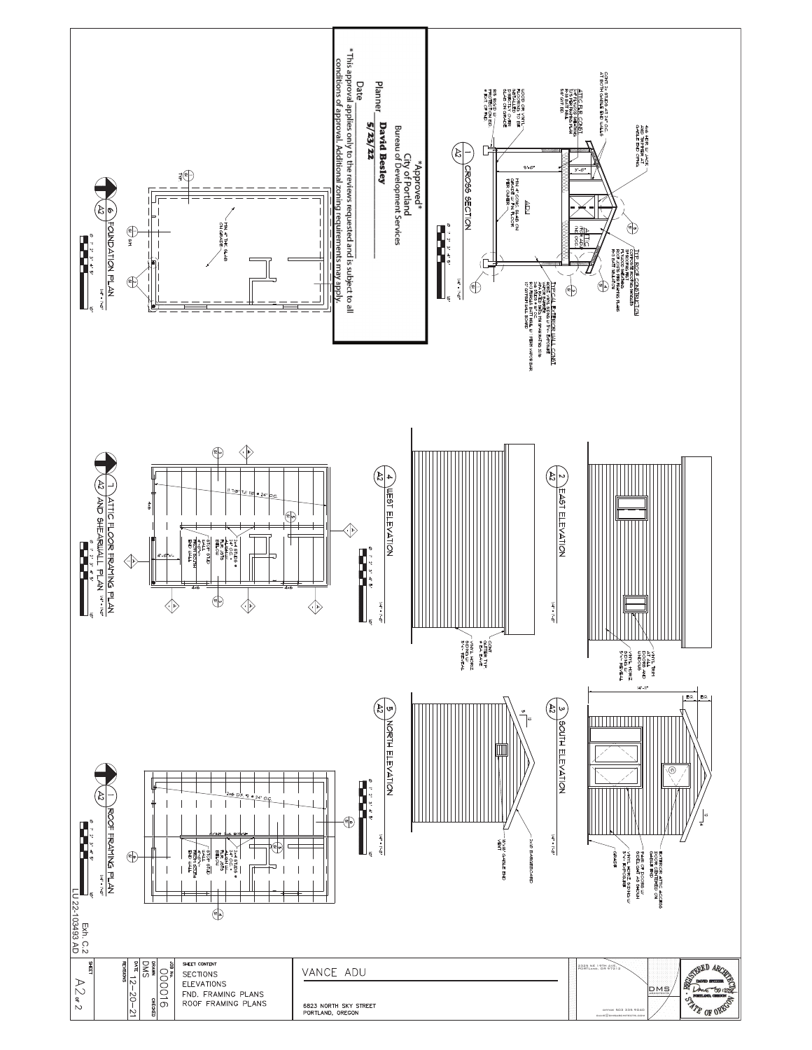*Approved*
City of Portland
Bureau of Development Services

Planner **David Besley**

Date **5/23/22**

* This approval applies only to the reviews requested and is subject to all conditions of approval. Additional zoning requirements may apply.

1 A2 CROSS SECTION

2 A2 EAST ELEVATION

3 A2 SOUTH ELEVATION

4 A2 WEST ELEVATION

5 A2 NORTH ELEVATION

6 A2 FOUNDATION PLAN

7 A2 ATTIC FLOOR FRAMING AND SHEARWALL PLAN

1 A2 ROOF FRAMING PLAN

Exh. C.2
LU 22-103493 AD

VANCE ADU

6823 NORTH SKY STREET
PORTLAND, OREGON

DMS ARCHITECTS
2325 NE 19TH AVE.
PORTLAND, OR 97212

REGISTERED ARCHITECT
DAVID SPITZER
PORTLAND, OREGON
STATE OF OREGON

SHEET CONTENT
SECTIONS
ELEVATIONS
FND. FRAMING PLANS
ROOF FRAMING PLANS

JOB No. 000016
DRAWN DMS
DATE 12-20-21
CHECKED
REVISIONS

SHEET A2 of 2